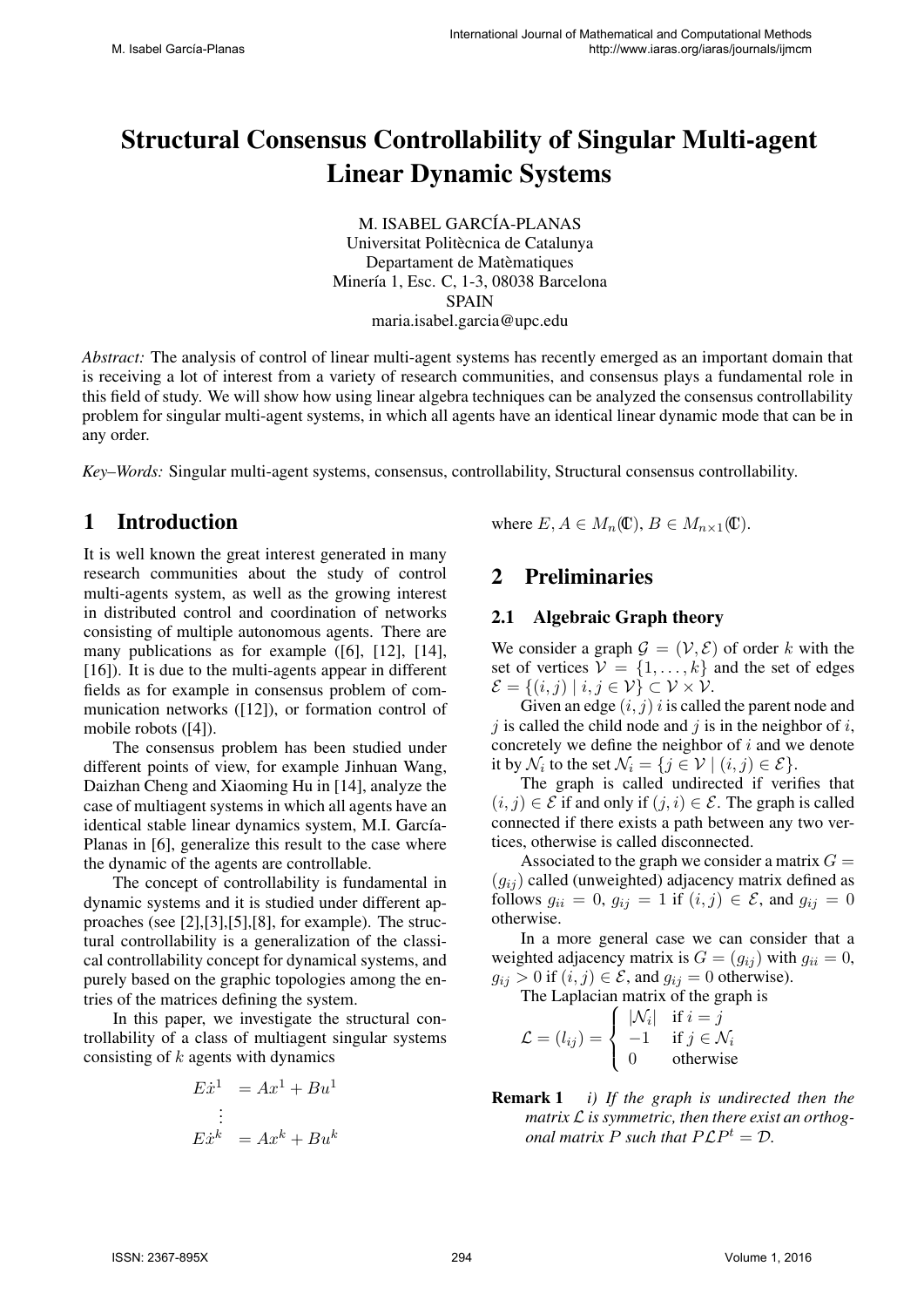# Structural Consensus Controllability of Singular Multi-agent Linear Dynamic Systems

M. ISABEL GARCÍA-PLANAS
Universitat Politècnica de Catalunya
Departament de Matèmatiques
Minería 1, Esc. C, 1-3, 08038 Barcelona
SPAIN
maria.isabel.garcia@upc.edu

*Abstract:* The analysis of control of linear multi-agent systems has recently emerged as an important domain that is receiving a lot of interest from a variety of research communities, and consensus plays a fundamental role in this field of study. We will show how using linear algebra techniques can be analyzed the consensus controllability problem for singular multi-agent systems, in which all agents have an identical linear dynamic mode that can be in any order.

*Key–Words:* Singular multi-agent systems, consensus, controllability, Structural consensus controllability.

## 1 Introduction

It is well known the great interest generated in many research communities about the study of control multi-agents system, as well as the growing interest in distributed control and coordination of networks consisting of multiple autonomous agents. There are many publications as for example ([6], [12], [14], [16]). It is due to the multi-agents appear in different fields as for example in consensus problem of communication networks ([12]), or formation control of mobile robots ([4]).

The consensus problem has been studied under different points of view, for example Jinhuan Wang, Daizhan Cheng and Xiaoming Hu in [14], analyze the case of multiagent systems in which all agents have an identical stable linear dynamics system, M.I. García-Planas in [6], generalize this result to the case where the dynamic of the agents are controllable.

The concept of controllability is fundamental in dynamic systems and it is studied under different approaches (see [2],[3],[5],[8], for example). The structural controllability is a generalization of the classical controllability concept for dynamical systems, and purely based on the graphic topologies among the entries of the matrices defining the system.

In this paper, we investigate the structural controllability of a class of multiagent singular systems consisting of $k$ agents with dynamics

$$\begin{aligned} E\dot{x}^1 &= Ax^1 + Bu^1 \\ &\vdots \\ E\dot{x}^k &= Ax^k + Bu^k \end{aligned}$$

where $E, A \in M_n(\mathbb{C})$, $B \in M_{n\times 1}(\mathbb{C})$.

## 2 Preliminaries

### 2.1 Algebraic Graph theory

We consider a graph $\mathcal{G} = (\mathcal{V}, \mathcal{E})$ of order $k$ with the set of vertices $\mathcal{V} = \{1, \dots, k\}$ and the set of edges $\mathcal{E} = \{(i, j) \mid i, j \in \mathcal{V}\} \subset \mathcal{V} \times \mathcal{V}$.

Given an edge $(i, j)$ $i$ is called the parent node and $j$ is called the child node and $j$ is in the neighbor of $i$, concretely we define the neighbor of $i$ and we denote it by $\mathcal{N}_i$ to the set $\mathcal{N}_i = \{j \in \mathcal{V} \mid (i, j) \in \mathcal{E}\}$.

The graph is called undirected if verifies that $(i, j) \in \mathcal{E}$ if and only if $(j, i) \in \mathcal{E}$. The graph is called connected if there exists a path between any two vertices, otherwise is called disconnected.

Associated to the graph we consider a matrix $G = (g_{ij})$ called (unweighted) adjacency matrix defined as follows $g_{ii} = 0$, $g_{ij} = 1$ if $(i, j) \in \mathcal{E}$, and $g_{ij} = 0$ otherwise.

In a more general case we can consider that a weighted adjacency matrix is $G = (g_{ij})$ with $g_{ii} = 0$, $g_{ij} > 0$ if $(i, j) \in \mathcal{E}$, and $g_{ij} = 0$ otherwise).

The Laplacian matrix of the graph is

$$\mathcal{L} = (l_{ij}) = \begin{cases} |\mathcal{N}_i| & \text{if } i = j \\ -1 & \text{if } j \in \mathcal{N}_i \\ 0 & \text{otherwise} \end{cases}$$

**Remark 1** *i) If the graph is undirected then the matrix $\mathcal{L}$ is symmetric, then there exist an orthogonal matrix $P$ such that $P\mathcal{L}P^t = \mathcal{D}$.*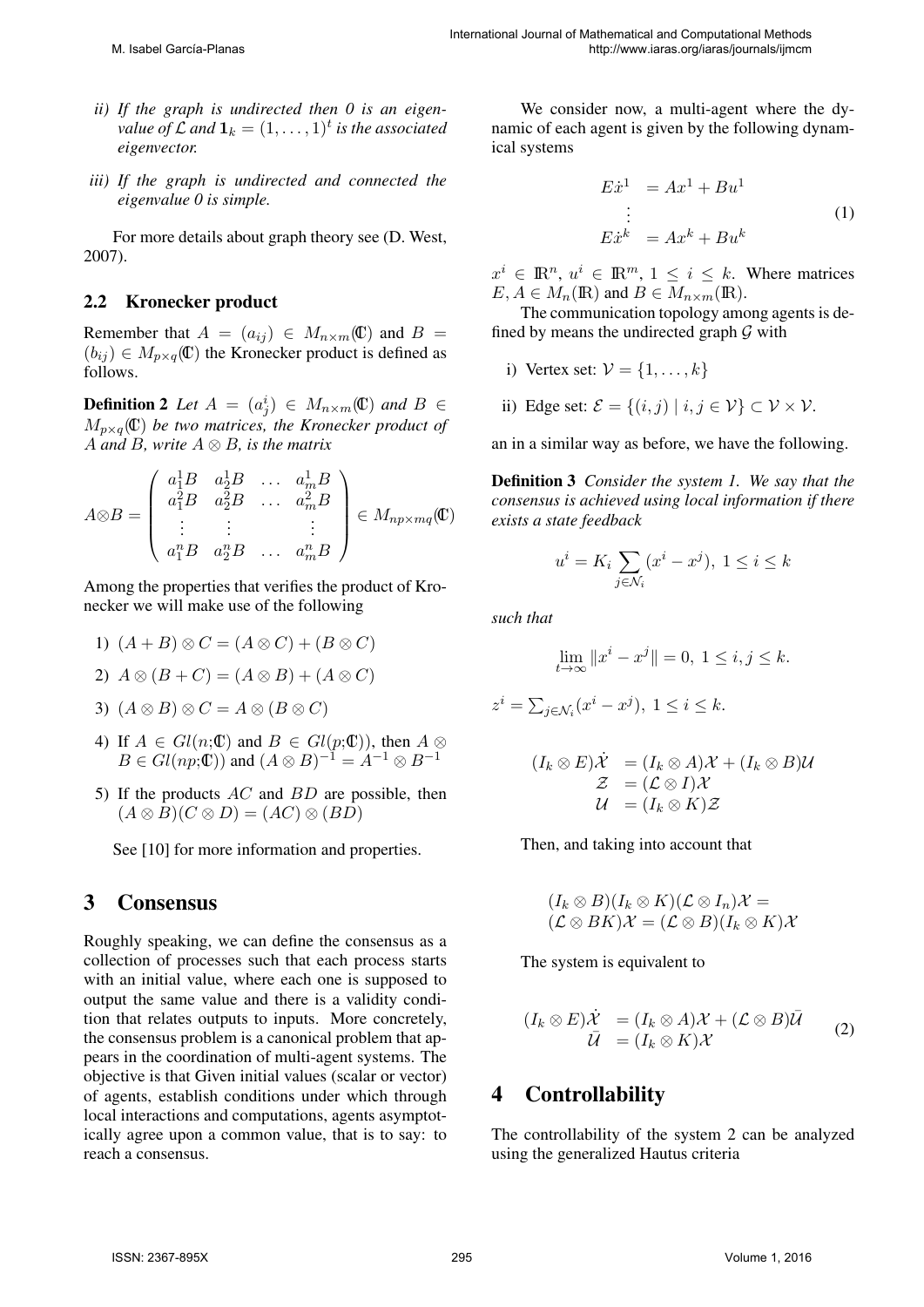*ii) If the graph is undirected then 0 is an eigenvalue of $\mathcal{L}$ and $\mathbf{1}_k = (1,\dots,1)^t$ is the associated eigenvector.*

*iii) If the graph is undirected and connected the eigenvalue 0 is simple.*

For more details about graph theory see (D. West, 2007).

### 2.2 Kronecker product

Remember that $A = (a_{ij}) \in M_{n\times m}(\mathbb{C})$ and $B = (b_{ij}) \in M_{p\times q}(\mathbb{C})$ the Kronecker product is defined as follows.

**Definition 2** *Let $A = (a^i_j) \in M_{n\times m}(\mathbb{C})$ and $B \in M_{p\times q}(\mathbb{C})$ be two matrices, the Kronecker product of $A$ and $B$, write $A \otimes B$, is the matrix*

$$A\otimes B = \begin{pmatrix} a^1_1 B & a^1_2 B & \dots & a^1_m B \\ a^2_1 B & a^2_2 B & \dots & a^2_m B \\ \vdots & \vdots & & \vdots \\ a^n_1 B & a^n_2 B & \dots & a^n_m B \end{pmatrix} \in M_{np\times mq}(\mathbb{C})$$

Among the properties that verifies the product of Kronecker we will make use of the following

1) $(A + B) \otimes C = (A \otimes C) + (B \otimes C)$

2) $A \otimes (B + C) = (A \otimes B) + (A \otimes C)$

3) $(A \otimes B) \otimes C = A \otimes (B \otimes C)$

4) If $A \in Gl(n;\mathbb{C})$ and $B \in Gl(p;\mathbb{C})$), then $A \otimes B \in Gl(np;\mathbb{C})$) and $(A \otimes B)^{-1} = A^{-1} \otimes B^{-1}$

5) If the products $AC$ and $BD$ are possible, then $(A \otimes B)(C \otimes D) = (AC) \otimes (BD)$

See [10] for more information and properties.

## 3 Consensus

Roughly speaking, we can define the consensus as a collection of processes such that each process starts with an initial value, where each one is supposed to output the same value and there is a validity condition that relates outputs to inputs. More concretely, the consensus problem is a canonical problem that appears in the coordination of multi-agent systems. The objective is that Given initial values (scalar or vector) of agents, establish conditions under which through local interactions and computations, agents asymptotically agree upon a common value, that is to say: to reach a consensus.

We consider now, a multi-agent where the dynamic of each agent is given by the following dynamical systems

$$\begin{aligned} E\dot{x}^1 &= Ax^1 + Bu^1 \\ &\vdots \\ E\dot{x}^k &= Ax^k + Bu^k \end{aligned} \tag{1}$$

$x^i \in \mathbb{R}^n$, $u^i \in \mathbb{R}^m$, $1 \le i \le k$. Where matrices $E, A \in M_n(\mathbb{R})$ and $B \in M_{n\times m}(\mathbb{R})$.

The communication topology among agents is defined by means the undirected graph $\mathcal{G}$ with

i) Vertex set: $\mathcal{V} = \{1,\dots,k\}$

ii) Edge set: $\mathcal{E} = \{(i,j) \mid i,j \in \mathcal{V}\} \subset \mathcal{V}\times\mathcal{V}$.

an in a similar way as before, we have the following.

**Definition 3** *Consider the system 1. We say that the consensus is achieved using local information if there exists a state feedback*

$$u^i = K_i \sum_{j\in\mathcal{N}_i} (x^i - x^j),\ 1 \le i \le k$$

*such that*

$$\lim_{t\to\infty} \|x^i - x^j\| = 0,\ 1 \le i,j \le k.$$

$z^i = \sum_{j\in\mathcal{N}_i}(x^i - x^j),\ 1 \le i \le k.$

$$\begin{aligned} (I_k \otimes E)\dot{\mathcal{X}} &= (I_k \otimes A)\mathcal{X} + (I_k \otimes B)\mathcal{U} \\ \mathcal{Z} &= (\mathcal{L} \otimes I)\mathcal{X} \\ \mathcal{U} &= (I_k \otimes K)\mathcal{Z} \end{aligned}$$

Then, and taking into account that

$$\begin{aligned} &(I_k \otimes B)(I_k \otimes K)(\mathcal{L} \otimes I_n)\mathcal{X} = \\ &(\mathcal{L} \otimes BK)\mathcal{X} = (\mathcal{L} \otimes B)(I_k \otimes K)\mathcal{X} \end{aligned}$$

The system is equivalent to

$$\begin{aligned} (I_k \otimes E)\dot{\mathcal{X}} &= (I_k \otimes A)\mathcal{X} + (\mathcal{L} \otimes B)\bar{\mathcal{U}} \\ \bar{\mathcal{U}} &= (I_k \otimes K)\mathcal{X} \end{aligned} \tag{2}$$

## 4 Controllability

The controllability of the system 2 can be analyzed using the generalized Hautus criteria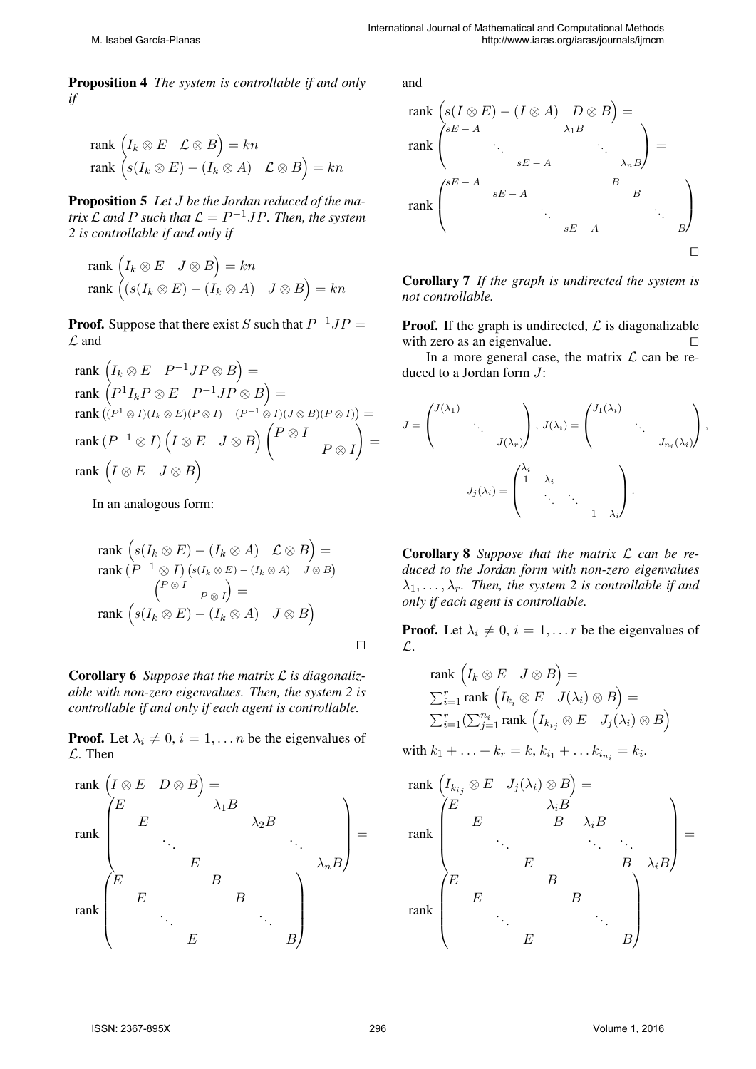**Proposition 4** *The system is controllable if and only if*

$$\text{rank}\begin{pmatrix} I_k \otimes E & \mathcal{L} \otimes B \end{pmatrix} = kn$$
$$\text{rank}\begin{pmatrix} s(I_k \otimes E) - (I_k \otimes A) & \mathcal{L} \otimes B \end{pmatrix} = kn$$

**Proposition 5** *Let $J$ be the Jordan reduced of the matrix $\mathcal{L}$ and $P$ such that $\mathcal{L} = P^{-1}JP$. Then, the system 2 is controllable if and only if*

$$\text{rank}\begin{pmatrix} I_k \otimes E & J \otimes B \end{pmatrix} = kn$$
$$\text{rank}\begin{pmatrix} (s(I_k \otimes E) - (I_k \otimes A) & J \otimes B \end{pmatrix} = kn$$

**Proof.** Suppose that there exist $S$ such that $P^{-1}JP = \mathcal{L}$ and

$$\begin{array}{l}
\text{rank}\begin{pmatrix} I_k \otimes E & P^{-1}JP \otimes B \end{pmatrix} = \\
\text{rank}\begin{pmatrix} P^{1}I_kP \otimes E & P^{-1}JP \otimes B \end{pmatrix} = \\
\text{rank}\begin{pmatrix} (P^{1} \otimes I)(I_k \otimes E)(P \otimes I) & (P^{-1} \otimes I)(J \otimes B)(P \otimes I) \end{pmatrix} = \\
\text{rank}\,(P^{-1} \otimes I)\begin{pmatrix} I \otimes E & J \otimes B \end{pmatrix}\begin{pmatrix} P \otimes I & \\ & P \otimes I \end{pmatrix} = \\
\text{rank}\begin{pmatrix} I \otimes E & J \otimes B \end{pmatrix}
\end{array}$$

In an analogous form:

$$\begin{array}{l}
\text{rank}\begin{pmatrix} s(I_k \otimes E) - (I_k \otimes A) & \mathcal{L} \otimes B \end{pmatrix} = \\
\text{rank}\,(P^{-1} \otimes I)\begin{pmatrix} s(I_k \otimes E) - (I_k \otimes A) & J \otimes B \end{pmatrix} \\
\begin{pmatrix} P \otimes I & \\ & P \otimes I \end{pmatrix} = \\
\text{rank}\begin{pmatrix} s(I_k \otimes E) - (I_k \otimes A) & J \otimes B \end{pmatrix}
\end{array}$$

$\square$

**Corollary 6** *Suppose that the matrix $\mathcal{L}$ is diagonalizable with non-zero eigenvalues. Then, the system 2 is controllable if and only if each agent is controllable.*

**Proof.** Let $\lambda_i \neq 0$, $i = 1, \ldots n$ be the eigenvalues of $\mathcal{L}$. Then

$$\text{rank}\begin{pmatrix} I \otimes E & D \otimes B \end{pmatrix} =$$
$$\text{rank}\begin{pmatrix} E & & & & \lambda_1 B & & & \\ & E & & & & \lambda_2 B & & \\ & & \ddots & & & & \ddots & \\ & & & E & & & & \lambda_n B \end{pmatrix} =$$
$$\text{rank}\begin{pmatrix} E & & & & B & & & \\ & E & & & & B & & \\ & & \ddots & & & & \ddots & \\ & & & E & & & & B \end{pmatrix}$$

and

$$\text{rank}\begin{pmatrix} s(I \otimes E) - (I \otimes A) & D \otimes B \end{pmatrix} =$$
$$\text{rank}\begin{pmatrix} sE - A & & & \lambda_1 B & & \\ & \ddots & & & \ddots & \\ & & sE - A & & & \lambda_n B \end{pmatrix} =$$
$$\text{rank}\begin{pmatrix} sE - A & & & & B & & & \\ & sE - A & & & & B & & \\ & & \ddots & & & & \ddots & \\ & & & sE - A & & & & B \end{pmatrix}$$

$\square$

**Corollary 7** *If the graph is undirected the system is not controllable.*

**Proof.** If the graph is undirected, $\mathcal{L}$ is diagonalizable with zero as an eigenvalue. $\square$

In a more general case, the matrix $\mathcal{L}$ can be reduced to a Jordan form $J$:

$$J = \begin{pmatrix} J(\lambda_1) & & \\ & \ddots & \\ & & J(\lambda_r) \end{pmatrix}, \; J(\lambda_i) = \begin{pmatrix} J_1(\lambda_i) & & \\ & \ddots & \\ & & J_{n_i}(\lambda_i) \end{pmatrix},$$
$$J_j(\lambda_i) = \begin{pmatrix} \lambda_i & & & \\ 1 & \lambda_i & & \\ & \ddots & \ddots & \\ & & 1 & \lambda_i \end{pmatrix}.$$

**Corollary 8** *Suppose that the matrix $\mathcal{L}$ can be reduced to the Jordan form with non-zero eigenvalues $\lambda_1, \ldots, \lambda_r$. Then, the system 2 is controllable if and only if each agent is controllable.*

**Proof.** Let $\lambda_i \neq 0$, $i = 1, \ldots r$ be the eigenvalues of $\mathcal{L}$.

$$\begin{array}{l}
\text{rank}\begin{pmatrix} I_k \otimes E & J \otimes B \end{pmatrix} = \\
\sum_{i=1}^{r} \text{rank}\begin{pmatrix} I_{k_i} \otimes E & J(\lambda_i) \otimes B \end{pmatrix} = \\
\sum_{i=1}^{r} (\sum_{j=1}^{n_i} \text{rank}\begin{pmatrix} I_{k_{i_j}} \otimes E & J_j(\lambda_i) \otimes B \end{pmatrix}
\end{array}$$

with $k_1 + \ldots + k_r = k$, $k_{i_1} + \ldots k_{i_{n_i}} = k_i$.

$$\text{rank}\begin{pmatrix} I_{k_{i_j}} \otimes E & J_j(\lambda_i) \otimes B \end{pmatrix} =$$
$$\text{rank}\begin{pmatrix} E & & & & \lambda_i B & & & \\ & E & & & B & \lambda_i B & & \\ & & \ddots & & & \ddots & \ddots & \\ & & & E & & & B & \lambda_i B \end{pmatrix} =$$
$$\text{rank}\begin{pmatrix} E & & & & B & & & \\ & E & & & & B & & \\ & & \ddots & & & & \ddots & \\ & & & E & & & & B \end{pmatrix}$$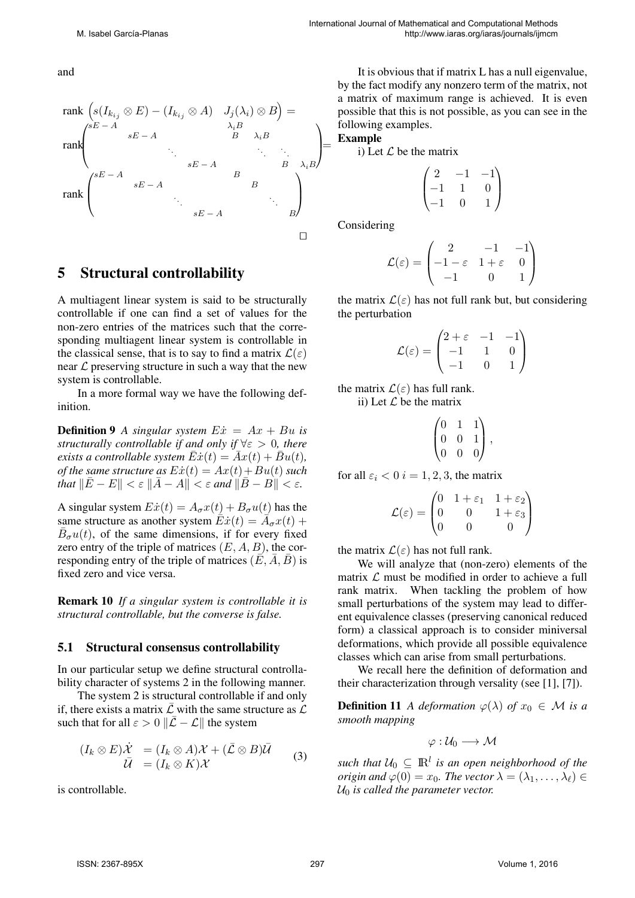and

$$
\begin{array}{l}
\text{rank}\begin{pmatrix} s(I_{k_{ij}}\otimes E)-(I_{k_{ij}}\otimes A) & J_j(\lambda_i)\otimes B\end{pmatrix} = \\
\text{rank}\begin{pmatrix} sE-A & & & & \lambda_i B & & & \\ & sE-A & & & B & \lambda_i B & & \\ & & \ddots & & & \ddots & \ddots & \\ & & & sE-A & & & B & \lambda_i B \end{pmatrix} = \\
\text{rank}\begin{pmatrix} sE-A & & & & B & & & \\ & sE-A & & & & B & & \\ & & \ddots & & & & \ddots & \\ & & & sE-A & & & & B \end{pmatrix}
\end{array}
$$

□

# 5 Structural controllability

A multiagent linear system is said to be structurally controllable if one can find a set of values for the non-zero entries of the matrices such that the corresponding multiagent linear system is controllable in the classical sense, that is to say to find a matrix $\mathcal{L}(\varepsilon)$ near $\mathcal{L}$ preserving structure in such a way that the new system is controllable.

In a more formal way we have the following definition.

**Definition 9** *A singular system $E\dot{x} = Ax + Bu$ is structurally controllable if and only if $\forall \varepsilon > 0$, there exists a controllable system $\bar{E}\dot{x}(t) = \bar{A}x(t) + \bar{B}u(t)$, of the same structure as $E\dot{x}(t) = Ax(t) + Bu(t)$ such that $\|\bar{E} - E\| < \varepsilon$ $\|\bar{A} - A\| < \varepsilon$ and $\|\bar{B} - B\| < \varepsilon$.*

A singular system $E\dot{x}(t) = A_\sigma x(t) + B_\sigma u(t)$ has the same structure as another system $\bar{E}\dot{x}(t) = \bar{A}_\sigma x(t) + \bar{B}_\sigma u(t)$, of the same dimensions, if for every fixed zero entry of the triple of matrices $(E, A, B)$, the corresponding entry of the triple of matrices $(\bar{E}, \bar{A}, \bar{B})$ is fixed zero and vice versa.

**Remark 10** *If a singular system is controllable it is structural controllable, but the converse is false.*

## 5.1 Structural consensus controllability

In our particular setup we define structural controllability character of systems 2 in the following manner.

The system 2 is structural controllable if and only if, there exists a matrix $\bar{\mathcal{L}}$ with the same structure as $\mathcal{L}$ such that for all $\varepsilon > 0$ $\|\bar{\mathcal{L}} - \mathcal{L}\|$ the system

$$
\begin{array}{rl}
(I_k \otimes E)\dot{\mathcal{X}} & = (I_k \otimes A)\mathcal{X} + (\bar{\mathcal{L}} \otimes B)\bar{\mathcal{U}} \\
\bar{\mathcal{U}} & = (I_k \otimes K)\mathcal{X}
\end{array} \tag{3}
$$

is controllable.

It is obvious that if matrix L has a null eigenvalue, by the fact modify any nonzero term of the matrix, not a matrix of maximum range is achieved. It is even possible that this is not possible, as you can see in the following examples.

**Example**

i) Let $\mathcal{L}$ be the matrix

$$
\begin{pmatrix} 2 & -1 & -1 \\ -1 & 1 & 0 \\ -1 & 0 & 1 \end{pmatrix}
$$

Considering

$$
\mathcal{L}(\varepsilon) = \begin{pmatrix} 2 & -1 & -1 \\ -1-\varepsilon & 1+\varepsilon & 0 \\ -1 & 0 & 1 \end{pmatrix}
$$

the matrix $\mathcal{L}(\varepsilon)$ has not full rank but, but considering the perturbation

$$
\mathcal{L}(\varepsilon) = \begin{pmatrix} 2+\varepsilon & -1 & -1 \\ -1 & 1 & 0 \\ -1 & 0 & 1 \end{pmatrix}
$$

the matrix $\mathcal{L}(\varepsilon)$ has full rank.

ii) Let $\mathcal{L}$ be the matrix

$$
\begin{pmatrix} 0 & 1 & 1 \\ 0 & 0 & 1 \\ 0 & 0 & 0 \end{pmatrix},
$$

for all $\varepsilon_i < 0$ $i = 1, 2, 3$, the matrix

$$
\mathcal{L}(\varepsilon) = \begin{pmatrix} 0 & 1+\varepsilon_1 & 1+\varepsilon_2 \\ 0 & 0 & 1+\varepsilon_3 \\ 0 & 0 & 0 \end{pmatrix}
$$

the matrix $\mathcal{L}(\varepsilon)$ has not full rank.

We will analyze that (non-zero) elements of the matrix $\mathcal{L}$ must be modified in order to achieve a full rank matrix. When tackling the problem of how small perturbations of the system may lead to different equivalence classes (preserving canonical reduced form) a classical approach is to consider miniversal deformations, which provide all possible equivalence classes which can arise from small perturbations.

We recall here the definition of deformation and their characterization through versality (see [1], [7]).

**Definition 11** *A deformation $\varphi(\lambda)$ of $x_0 \in \mathcal{M}$ is a smooth mapping*

$$
\varphi : \mathcal{U}_0 \longrightarrow \mathcal{M}
$$

*such that $\mathcal{U}_0 \subseteq \mathbb{R}^l$ is an open neighborhood of the origin and $\varphi(0) = x_0$. The vector $\lambda = (\lambda_1, \ldots, \lambda_\ell) \in \mathcal{U}_0$ is called the parameter vector.*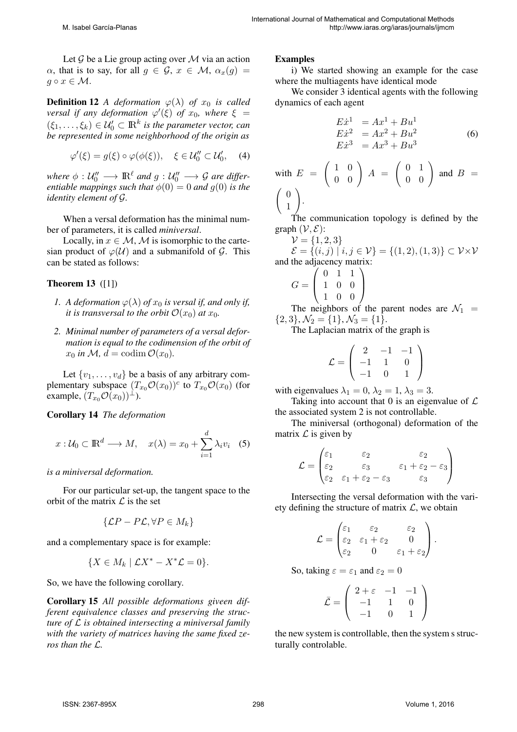Let $\mathcal{G}$ be a Lie group acting over $\mathcal{M}$ via an action $\alpha$, that is to say, for all $g \in \mathcal{G}$, $x \in \mathcal{M}$, $\alpha_x(g) = g \circ x \in \mathcal{M}$.

**Definition 12** *A deformation $\varphi(\lambda)$ of $x_0$ is called versal if any deformation $\varphi'(\xi)$ of $x_0$, where $\xi = (\xi_1, \dots, \xi_k) \in \mathcal{U}'_0 \subset \mathbb{R}^k$ is the parameter vector, can be represented in some neighborhood of the origin as*

$$\varphi'(\xi) = g(\xi) \circ \varphi(\phi(\xi)), \quad \xi \in \mathcal{U}''_0 \subset \mathcal{U}'_0, \quad (4)$$

*where $\phi : \mathcal{U}''_0 \longrightarrow \mathbb{R}^\ell$ and $g : \mathcal{U}''_0 \longrightarrow \mathcal{G}$ are differentiable mappings such that $\phi(0) = 0$ and $g(0)$ is the identity element of $\mathcal{G}$.*

When a versal deformation has the minimal number of parameters, it is called *miniversal*.

Locally, in $x \in \mathcal{M}$, $\mathcal{M}$ is isomorphic to the cartesian product of $\varphi(\mathcal{U})$ and a submanifold of $\mathcal{G}$. This can be stated as follows:

**Theorem 13** ([1])

1. *A deformation $\varphi(\lambda)$ of $x_0$ is versal if, and only if, it is transversal to the orbit $\mathcal{O}(x_0)$ at $x_0$.*
2. *Minimal number of parameters of a versal deformation is equal to the codimension of the orbit of $x_0$ in $\mathcal{M}$, $d = \operatorname{codim} \mathcal{O}(x_0)$.*

Let $\{v_1, \dots, v_d\}$ be a basis of any arbitrary complementary subspace $(T_{x_0}\mathcal{O}(x_0))^c$ to $T_{x_0}\mathcal{O}(x_0)$ (for example, $(T_{x_0}\mathcal{O}(x_0))^\perp$).

**Corollary 14** *The deformation*

$$x : \mathcal{U}_0 \subset \mathbb{R}^d \longrightarrow M, \quad x(\lambda) = x_0 + \sum_{i=1}^{d} \lambda_i v_i \quad (5)$$

*is a miniversal deformation.*

For our particular set-up, the tangent space to the orbit of the matrix $\mathcal{L}$ is the set

$$\{\mathcal{L}P - P\mathcal{L}, \forall P \in M_k\}$$

and a complementary space is for example:

$$\{X \in M_k \mid \mathcal{L}X^* - X^*\mathcal{L} = 0\}.$$

So, we have the following corollary.

**Corollary 15** *All possible deformations giveen different equivalence classes and preserving the structure of $\mathcal{L}$ is obtained intersecting a miniversal family with the variety of matrices having the same fixed zeros than the $\mathcal{L}$.*

**Examples**

i) We started showing an example for the case where the multiagents have identical mode

We consider 3 identical agents with the following dynamics of each agent

$$\begin{array}{ll} E\dot{x}^1 & = Ax^1 + Bu^1 \\ E\dot{x}^2 & = Ax^2 + Bu^2 \\ E\dot{x}^3 & = Ax^3 + Bu^3 \end{array} \quad (6)$$

with $E = \begin{pmatrix} 1 & 0 \\ 0 & 0 \end{pmatrix}$ $A = \begin{pmatrix} 0 & 1 \\ 0 & 0 \end{pmatrix}$ and $B = \begin{pmatrix} 0 \\ 1 \end{pmatrix}$.

The communication topology is defined by the graph $(\mathcal{V}, \mathcal{E})$:

$\mathcal{V} = \{1, 2, 3\}$

$\mathcal{E} = \{(i, j) \mid i, j \in \mathcal{V}\} = \{(1, 2), (1, 3)\} \subset \mathcal{V} \times \mathcal{V}$ and the adjacency matrix:

$G = \begin{pmatrix} 0 & 1 & 1 \\ 1 & 0 & 0 \\ 1 & 0 & 0 \end{pmatrix}$

The neighbors of the parent nodes are $\mathcal{N}_1 = \{2, 3\}, \mathcal{N}_2 = \{1\}, \mathcal{N}_3 = \{1\}$.

The Laplacian matrix of the graph is

$$\mathcal{L} = \begin{pmatrix} 2 & -1 & -1 \\ -1 & 1 & 0 \\ -1 & 0 & 1 \end{pmatrix}$$

with eigenvalues $\lambda_1 = 0$, $\lambda_2 = 1$, $\lambda_3 = 3$.

Taking into account that 0 is an eigenvalue of $\mathcal{L}$ the associated system 2 is not controllable.

The miniversal (orthogonal) deformation of the matrix $\mathcal{L}$ is given by

$$\mathcal{L} = \begin{pmatrix} \varepsilon_1 & \varepsilon_2 & \varepsilon_2 \\ \varepsilon_2 & \varepsilon_3 & \varepsilon_1 + \varepsilon_2 - \varepsilon_3 \\ \varepsilon_2 & \varepsilon_1 + \varepsilon_2 - \varepsilon_3 & \varepsilon_3 \end{pmatrix}$$

Intersecting the versal deformation with the variety defining the structure of matrix $\mathcal{L}$, we obtain

$$\mathcal{L} = \begin{pmatrix} \varepsilon_1 & \varepsilon_2 & \varepsilon_2 \\ \varepsilon_2 & \varepsilon_1 + \varepsilon_2 & 0 \\ \varepsilon_2 & 0 & \varepsilon_1 + \varepsilon_2 \end{pmatrix}.$$

So, taking $\varepsilon = \varepsilon_1$ and $\varepsilon_2 = 0$

$$\bar{\mathcal{L}} = \begin{pmatrix} 2 + \varepsilon & -1 & -1 \\ -1 & 1 & 0 \\ -1 & 0 & 1 \end{pmatrix}$$

the new system is controllable, then the system s structurally controlable.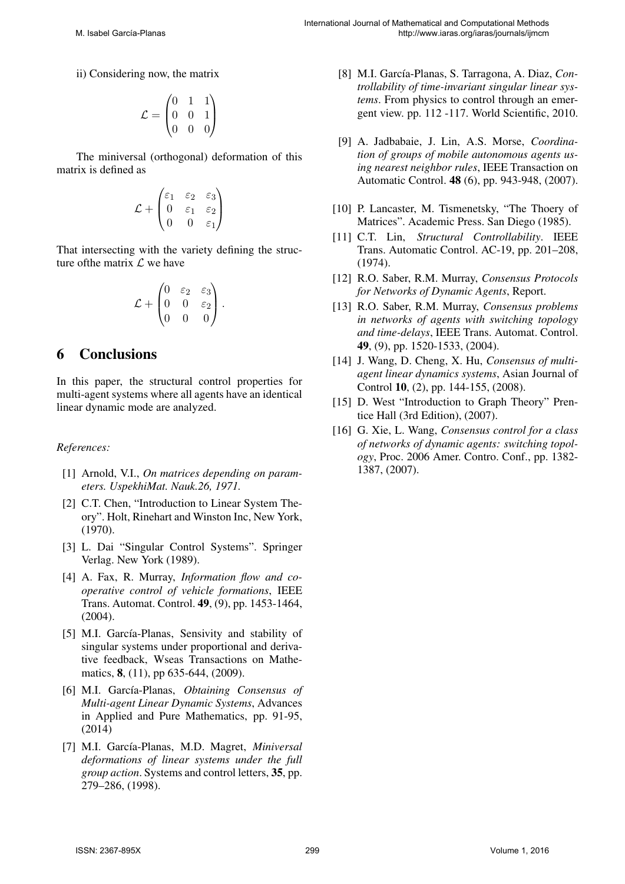ii) Considering now, the matrix

$$\mathcal{L} = \begin{pmatrix} 0 & 1 & 1 \\ 0 & 0 & 1 \\ 0 & 0 & 0 \end{pmatrix}$$

The miniversal (orthogonal) deformation of this matrix is defined as

$$\mathcal{L} + \begin{pmatrix} \varepsilon_1 & \varepsilon_2 & \varepsilon_3 \\ 0 & \varepsilon_1 & \varepsilon_2 \\ 0 & 0 & \varepsilon_1 \end{pmatrix}$$

That intersecting with the variety defining the structure ofthe matrix $\mathcal{L}$ we have

$$\mathcal{L} + \begin{pmatrix} 0 & \varepsilon_2 & \varepsilon_3 \\ 0 & 0 & \varepsilon_2 \\ 0 & 0 & 0 \end{pmatrix}.$$

## 6 Conclusions

In this paper, the structural control properties for multi-agent systems where all agents have an identical linear dynamic mode are analyzed.

*References:*

[1] Arnold, V.I., *On matrices depending on parameters. UspekhiMat. Nauk.26, 1971.*

[2] C.T. Chen, "Introduction to Linear System Theory". Holt, Rinehart and Winston Inc, New York, (1970).

[3] L. Dai "Singular Control Systems". Springer Verlag. New York (1989).

[4] A. Fax, R. Murray, *Information flow and cooperative control of vehicle formations*, IEEE Trans. Automat. Control. **49**, (9), pp. 1453-1464, (2004).

[5] M.I. García-Planas, Sensivity and stability of singular systems under proportional and derivative feedback, Wseas Transactions on Mathematics, **8**, (11), pp 635-644, (2009).

[6] M.I. García-Planas, *Obtaining Consensus of Multi-agent Linear Dynamic Systems*, Advances in Applied and Pure Mathematics, pp. 91-95, (2014)

[7] M.I. García-Planas, M.D. Magret, *Miniversal deformations of linear systems under the full group action*. Systems and control letters, **35**, pp. 279–286, (1998).

[8] M.I. García-Planas, S. Tarragona, A. Diaz, *Controllability of time-invariant singular linear systems*. From physics to control through an emergent view. pp. 112 -117. World Scientific, 2010.

[9] A. Jadbabaie, J. Lin, A.S. Morse, *Coordination of groups of mobile autonomous agents using nearest neighbor rules*, IEEE Transaction on Automatic Control. **48** (6), pp. 943-948, (2007).

[10] P. Lancaster, M. Tismenetsky, "The Thoery of Matrices". Academic Press. San Diego (1985).

[11] C.T. Lin, *Structural Controllability*. IEEE Trans. Automatic Control. AC-19, pp. 201–208, (1974).

[12] R.O. Saber, R.M. Murray, *Consensus Protocols for Networks of Dynamic Agents*, Report.

[13] R.O. Saber, R.M. Murray, *Consensus problems in networks of agents with switching topology and time-delays*, IEEE Trans. Automat. Control. **49**, (9), pp. 1520-1533, (2004).

[14] J. Wang, D. Cheng, X. Hu, *Consensus of multi-agent linear dynamics systems*, Asian Journal of Control **10**, (2), pp. 144-155, (2008).

[15] D. West "Introduction to Graph Theory" Prentice Hall (3rd Edition), (2007).

[16] G. Xie, L. Wang, *Consensus control for a class of networks of dynamic agents: switching topology*, Proc. 2006 Amer. Contro. Conf., pp. 1382-1387, (2007).